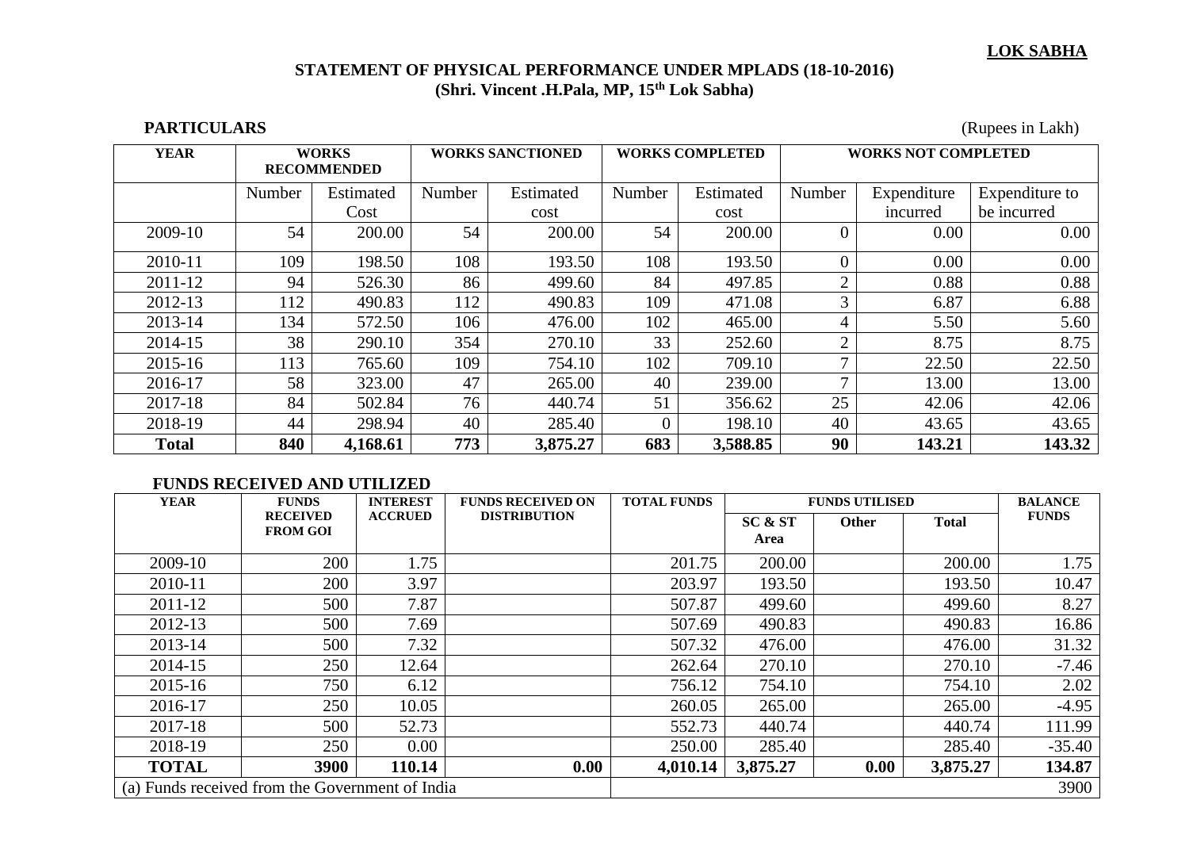**LOK SABHA**

## STATEMENT OF PHYSICAL PERFORMANCE UNDER MPLADS (18-10-2016)
### (Shri. Vincent .H.Pala, MP, 15th Lok Sabha)

**PARTICULARS** (Rupees in Lakh)

| YEAR | WORKS RECOMMENDED | | WORKS SANCTIONED | | WORKS COMPLETED | | WORKS NOT COMPLETED | | |
|---|---|---|---|---|---|---|---|---|---|
| | Number | Estimated Cost | Number | Estimated cost | Number | Estimated cost | Number | Expenditure incurred | Expenditure to be incurred |
| 2009-10 | 54 | 200.00 | 54 | 200.00 | 54 | 200.00 | 0 | 0.00 | 0.00 |
| 2010-11 | 109 | 198.50 | 108 | 193.50 | 108 | 193.50 | 0 | 0.00 | 0.00 |
| 2011-12 | 94 | 526.30 | 86 | 499.60 | 84 | 497.85 | 2 | 0.88 | 0.88 |
| 2012-13 | 112 | 490.83 | 112 | 490.83 | 109 | 471.08 | 3 | 6.87 | 6.88 |
| 2013-14 | 134 | 572.50 | 106 | 476.00 | 102 | 465.00 | 4 | 5.50 | 5.60 |
| 2014-15 | 38 | 290.10 | 354 | 270.10 | 33 | 252.60 | 2 | 8.75 | 8.75 |
| 2015-16 | 113 | 765.60 | 109 | 754.10 | 102 | 709.10 | 7 | 22.50 | 22.50 |
| 2016-17 | 58 | 323.00 | 47 | 265.00 | 40 | 239.00 | 7 | 13.00 | 13.00 |
| 2017-18 | 84 | 502.84 | 76 | 440.74 | 51 | 356.62 | 25 | 42.06 | 42.06 |
| 2018-19 | 44 | 298.94 | 40 | 285.40 | 0 | 198.10 | 40 | 43.65 | 43.65 |
| **Total** | **840** | **4,168.61** | **773** | **3,875.27** | **683** | **3,588.85** | **90** | **143.21** | **143.32** |

**FUNDS RECEIVED AND UTILIZED**

| YEAR | FUNDS RECEIVED FROM GOI | INTEREST ACCRUED | FUNDS RECEIVED ON DISTRIBUTION | TOTAL FUNDS | FUNDS UTILISED | | | BALANCE FUNDS |
|---|---|---|---|---|---|---|---|---|
| | | | | | SC & ST Area | Other | Total | |
| 2009-10 | 200 | 1.75 | | 201.75 | 200.00 | | 200.00 | 1.75 |
| 2010-11 | 200 | 3.97 | | 203.97 | 193.50 | | 193.50 | 10.47 |
| 2011-12 | 500 | 7.87 | | 507.87 | 499.60 | | 499.60 | 8.27 |
| 2012-13 | 500 | 7.69 | | 507.69 | 490.83 | | 490.83 | 16.86 |
| 2013-14 | 500 | 7.32 | | 507.32 | 476.00 | | 476.00 | 31.32 |
| 2014-15 | 250 | 12.64 | | 262.64 | 270.10 | | 270.10 | -7.46 |
| 2015-16 | 750 | 6.12 | | 756.12 | 754.10 | | 754.10 | 2.02 |
| 2016-17 | 250 | 10.05 | | 260.05 | 265.00 | | 265.00 | -4.95 |
| 2017-18 | 500 | 52.73 | | 552.73 | 440.74 | | 440.74 | 111.99 |
| 2018-19 | 250 | 0.00 | | 250.00 | 285.40 | | 285.40 | -35.40 |
| **TOTAL** | **3900** | **110.14** | **0.00** | **4,010.14** | **3,875.27** | **0.00** | **3,875.27** | **134.87** |
| (a) Funds received from the Government of India | | | | | | | | 3900 |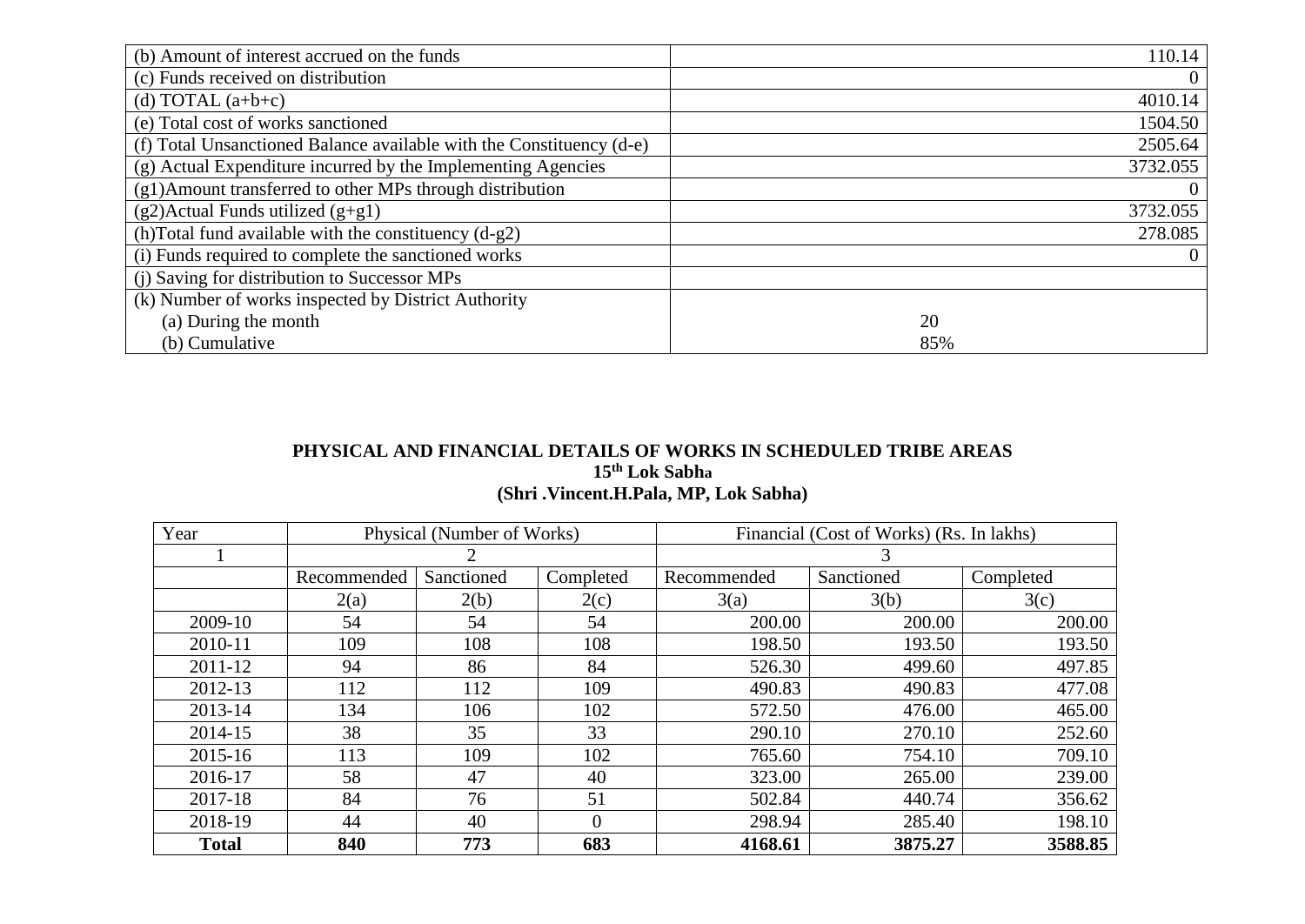| | |
|---|---|
| (b) Amount of interest accrued on the funds | 110.14 |
| (c) Funds received on distribution | 0 |
| (d) TOTAL (a+b+c) | 4010.14 |
| (e) Total cost of works sanctioned | 1504.50 |
| (f) Total Unsanctioned Balance available with the Constituency (d-e) | 2505.64 |
| (g) Actual Expenditure incurred by the Implementing Agencies | 3732.055 |
| (g1)Amount transferred to other MPs through distribution | 0 |
| (g2)Actual Funds utilized (g+g1) | 3732.055 |
| (h)Total fund available with the constituency (d-g2) | 278.085 |
| (i) Funds required to complete the sanctioned works | 0 |
| (j) Saving for distribution to Successor MPs | |
| (k) Number of works inspected by District Authority | |
| (a) During the month | 20 |
| (b) Cumulative | 85% |

**PHYSICAL AND FINANCIAL DETAILS OF WORKS IN SCHEDULED TRIBE AREAS**
**15th Lok Sabha**
**(Shri .Vincent.H.Pala, MP, Lok Sabha)**

| Year | Physical (Number of Works) | | | Financial (Cost of Works) (Rs. In lakhs) | | |
|---|---|---|---|---|---|---|
| 1 | 2 | | | 3 | | |
| | Recommended | Sanctioned | Completed | Recommended | Sanctioned | Completed |
| | 2(a) | 2(b) | 2(c) | 3(a) | 3(b) | 3(c) |
| 2009-10 | 54 | 54 | 54 | 200.00 | 200.00 | 200.00 |
| 2010-11 | 109 | 108 | 108 | 198.50 | 193.50 | 193.50 |
| 2011-12 | 94 | 86 | 84 | 526.30 | 499.60 | 497.85 |
| 2012-13 | 112 | 112 | 109 | 490.83 | 490.83 | 477.08 |
| 2013-14 | 134 | 106 | 102 | 572.50 | 476.00 | 465.00 |
| 2014-15 | 38 | 35 | 33 | 290.10 | 270.10 | 252.60 |
| 2015-16 | 113 | 109 | 102 | 765.60 | 754.10 | 709.10 |
| 2016-17 | 58 | 47 | 40 | 323.00 | 265.00 | 239.00 |
| 2017-18 | 84 | 76 | 51 | 502.84 | 440.74 | 356.62 |
| 2018-19 | 44 | 40 | 0 | 298.94 | 285.40 | 198.10 |
| **Total** | **840** | **773** | **683** | **4168.61** | **3875.27** | **3588.85** |